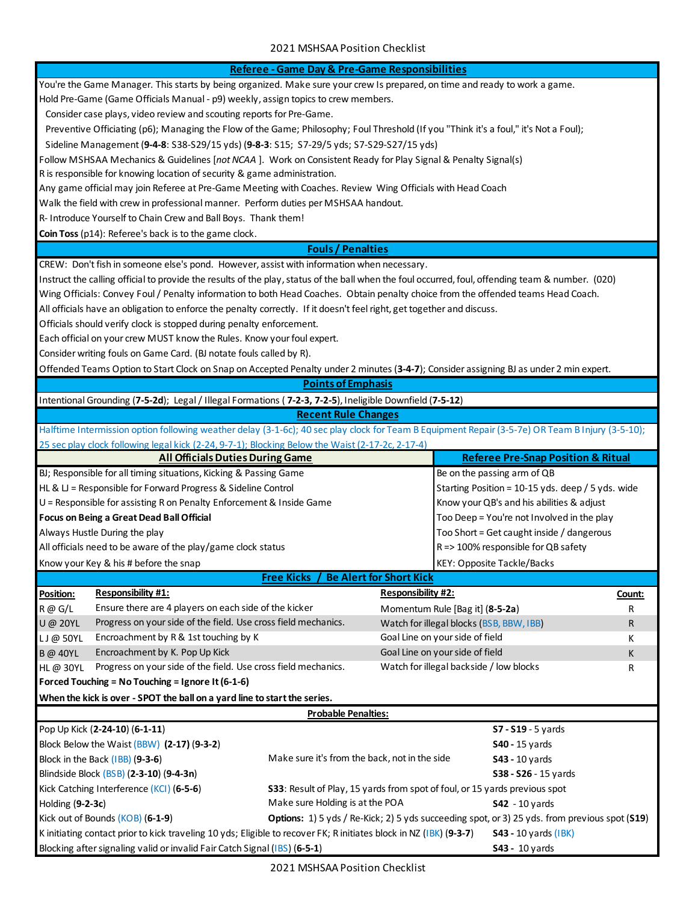# 2021 MSHSAA Position Checklist

## Referee - Game Day & Pre-Game Responsibilities

You're the Game Manager. This starts by being organized. Make sure your crew Is prepared, on time and ready to work a game.

Hold Pre-Game (Game Officials Manual - p9) weekly, assign topics to crew members.

- Consider case plays, video review and scouting reports for Pre-Game.
- Preventive Officiating (p6); Managing the Flow of the Game; Philosophy; Foul Threshold (If you "Think it's a foul," it's Not a Foul);
- Sideline Management (**9-4-8**: S38-S29/15 yds) (**9-8-3**: S15; S7-29/5 yds; S7-S29-S27/15 yds)

Follow MSHSAA Mechanics & Guidelines [*not NCAA* ]. Work on Consistent Ready for Play Signal & Penalty Signal(s)

R is responsible for knowing location of security & game administration.

Any game official may join Referee at Pre-Game Meeting with Coaches. Review Wing Officials with Head Coach

Walk the field with crew in professional manner. Perform duties per MSHSAA handout.

R- Introduce Yourself to Chain Crew and Ball Boys. Thank them!

**Coin Toss** (p14): Referee's back is to the game clock.

## Fouls / Penalties

CREW: Don't fish in someone else's pond. However, assist with information when necessary.

Instruct the calling official to provide the results of the play, status of the ball when the foul occurred, foul, offending team & number. (020)

Wing Officials: Convey Foul / Penalty information to both Head Coaches. Obtain penalty choice from the offended teams Head Coach.

All officials have an obligation to enforce the penalty correctly. If it doesn't feel right, get together and discuss.

Officials should verify clock is stopped during penalty enforcement.

Each official on your crew MUST know the Rules. Know your foul expert.

Consider writing fouls on Game Card. (BJ notate fouls called by R).

Offended Teams Option to Start Clock on Snap on Accepted Penalty under 2 minutes (**3-4-7**); Consider assigning BJ as under 2 min expert.

## Points of Emphasis

Intentional Grounding (**7-5-2d**); Legal / Illegal Formations ( **7-2-3, 7-2-5**), Ineligible Downfield (**7-5-12**)

## Recent Rule Changes

Halftime Intermission option following weather delay (3-1-6c); 40 sec play clock for Team B Equipment Repair (3-5-7e) OR Team B Injury (3-5-10); 25 sec play clock following legal kick (2-24, 9-7-1); Blocking Below the Waist (2-17-2c, 2-17-4)

| All Officials Duties During Game | Referee Pre-Snap Position & Ritual |
|---|---|
| BJ; Responsible for all timing situations, Kicking & Passing Game | Be on the passing arm of QB |
| HL & LJ = Responsible for Forward Progress & Sideline Control | Starting Position = 10-15 yds. deep / 5 yds. wide |
| U = Responsible for assisting R on Penalty Enforcement & Inside Game | Know your QB's and his abilities & adjust |
| **Focus on Being a Great Dead Ball Official** | Too Deep = You're not Involved in the play |
| Always Hustle During the play | Too Short = Get caught inside / dangerous |
| All officials need to be aware of the play/game clock status | R => 100% responsible for QB safety |
| Know your Key & his # before the snap | KEY: Opposite Tackle/Backs |

## Free Kicks / Be Alert for Short Kick

| Position: | Responsibility #1: | Responsibility #2: | Count: |
|---|---|---|---|
| R @ G/L | Ensure there are 4 players on each side of the kicker | Momentum Rule [Bag it] (**8-5-2a**) | R |
| U @ 20YL | Progress on your side of the field. Use cross field mechanics. | Watch for illegal blocks (BSB, BBW, IBB) | R |
| LJ @ 50YL | Encroachment by R & 1st touching by K | Goal Line on your side of field | K |
| B @ 40YL | Encroachment by K. Pop Up Kick | Goal Line on your side of field | K |
| HL @ 30YL | Progress on your side of the field. Use cross field mechanics. | Watch for illegal backside / low blocks | R |

**Forced Touching = No Touching = Ignore It (6-1-6)**

**When the kick is over - SPOT the ball on a yard line to start the series.**

### Probable Penalties:

| Penalty | Note | Signal / Yards |
|---|---|---|
| Pop Up Kick (**2-24-10**) (**6-1-11**) | | **S7 - S19** - 5 yards |
| Block Below the Waist (BBW) (**2-17**) (**9-3-2**) | | **S40** - 15 yards |
| Block in the Back (IBB) (**9-3-6**) | Make sure it's from the back, not in the side | **S43** - 10 yards |
| Blindside Block (BSB) (**2-3-10**) (**9-4-3n**) | | **S38 - S26** - 15 yards |
| Kick Catching Interference (KCI) (**6-5-6**) | **S33**: Result of Play, 15 yards from spot of foul, or 15 yards previous spot | |
| Holding (**9-2-3c**) | Make sure Holding is at the POA | **S42** - 10 yards |
| Kick out of Bounds (KOB) (**6-1-9**) | **Options:** 1) 5 yds / Re-Kick; 2) 5 yds succeeding spot, or 3) 25 yds. from previous spot (**S19**) | |
| K initiating contact prior to kick traveling 10 yds; Eligible to recover FK; R initiates block in NZ (IBK) (**9-3-7**) | | **S43 -** 10 yards (IBK) |
| Blocking after signaling valid or invalid Fair Catch Signal (IBS) (**6-5-1**) | | **S43 -** 10 yards |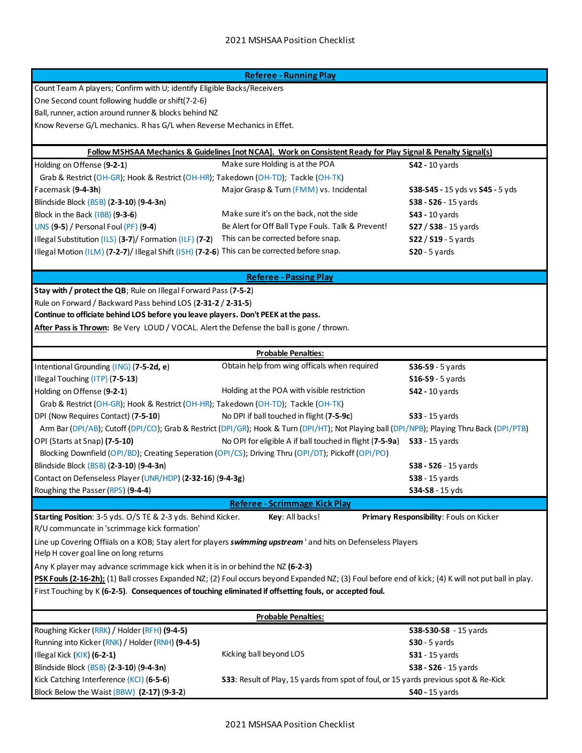## Referee - Running Play

Count Team A players; Confirm with U; identify Eligible Backs/Receivers
One Second count following huddle or shift(7-2-6)
Ball, runner, action around runner & blocks behind NZ
Know Reverse G/L mechanics. R has G/L when Reverse Mechanics in Effet.

**Follow MSHSAA Mechanics & Guidelines [not NCAA]. Work on Consistent Ready for Play Signal & Penalty Signal(s)**

| | | |
|---|---|---|
| Holding on Offense **(9-2-1)** | Make sure Holding is at the POA | **S42** - 10 yards |
| Grab & Restrict (OH-GR); Hook & Restrict (OH-HR); Takedown (OH-TD); Tackle (OH-TK) | | |
| Facemask **(9-4-3h)** | Major Grasp & Turn (FMM) vs. Incidental | **S38-S45** - 15 yds vs **S45** - 5 yds |
| Blindside Block (BSB) **(2-3-10) (9-4-3n)** | | **S38 - S26** - 15 yards |
| Block in the Back (IBB) **(9-3-6)** | Make sure it's on the back, not the side | **S43** - 10 yards |
| UNS **(9-5)** / Personal Foul (PF) **(9-4)** | Be Alert for Off Ball Type Fouls. Talk & Prevent! | **S27** / **S38** - 15 yards |
| Illegal Substitution (ILS) **(3-7)**/ Formation (ILF) **(7-2)** | This can be corrected before snap. | **S22** / **S19** - 5 yards |
| Illegal Motion (ILM) **(7-2-7)**/ Illegal Shift (ISH) **(7-2-6)** | This can be corrected before snap. | **S20** - 5 yards |

## Referee - Passing Play

**Stay with / protect the QB**; Rule on Illegal Forward Pass **(7-5-2)**
Rule on Forward / Backward Pass behind LOS **(2-31-2 / 2-31-5)**
**Continue to officiate behind LOS before you leave players. Don't PEEK at the pass.**
**After Pass is Thrown:** Be Very LOUD / VOCAL. Alert the Defense the ball is gone / thrown.

**Probable Penalties:**

| | | |
|---|---|---|
| Intentional Grounding (ING) **(7-5-2d, e)** | Obtain help from wing officals when required | **S36-S9** - 5 yards |
| Illegal Touching (ITP) **(7-5-13)** | | **S16-S9** - 5 yards |
| Holding on Offense **(9-2-1)** | Holding at the POA with visible restriction | **S42** - 10 yards |
| Grab & Restrict (OH-GR); Hook & Restrict (OH-HR); Takedown (OH-TD); Tackle (OH-TK) | | |
| DPI (Now Requires Contact) **(7-5-10)** | No DPI if ball touched in flight **(7-5-9c)** | **S33** - 15 yards |
| Arm Bar (DPI/AB); Cutoff (DPI/CO); Grab & Restrict (DPI/GR); Hook & Turn (DPI/HT); Not Playing ball (DPI/NPB); Playing Thru Back (DPI/PTB) | | |
| OPI (Starts at Snap) **(7-5-10)** | No OPI for eligible A if ball touched in flight **(7-5-9a)** | **S33** - 15 yards |
| Blocking Downfield (OPI/BD); Creating Seperation (OPI/CS); Driving Thru (OPI/DT); Pickoff (OPI/PO) | | |
| Blindside Block (BSB) **(2-3-10) (9-4-3n)** | | **S38 - S26** - 15 yards |
| Contact on Defenseless Player (UNR/HDP) **(2-32-16) (9-4-3g)** | | **S38** - 15 yards |
| Roughing the Passer (RPS) **(9-4-4)** | | **S34-S8** - 15 yds |

## Referee - Scrimmage Kick Play

**Starting Position**: 3-5 yds. O/S TE & 2-3 yds. Behind Kicker. **Key**: All backs! **Primary Responsibility**: Fouls on Kicker
R/U communcate in 'scrimmage kick formation'
Line up Covering Offiials on a KOB; Stay alert for players ***swimming upstream*** ' and hits on Defenseless Players
Help H cover goal line on long returns
Any K player may advance scrimmage kick when it is in or behind the NZ **(6-2-3)**
**PSK Fouls (2-16-2h);** (1) Ball crosses Expanded NZ; (2) Foul occurs beyond Expanded NZ; (3) Foul before end of kick; (4) K will not put ball in play.
First Touching by K **(6-2-5)**. **Consequences of touching eliminated if offsetting fouls, or accepted foul.**

**Probable Penalties:**

| | | |
|---|---|---|
| Roughing Kicker (RRK) / Holder (RFH) **(9-4-5)** | | **S38-S30-S8** - 15 yards |
| Running into Kicker (RNK) / Holder (RNH) **(9-4-5)** | | **S30** - 5 yards |
| Illegal Kick (KIK) **(6-2-1)** | Kicking ball beyond LOS | **S31** - 15 yards |
| Blindside Block (BSB) **(2-3-10) (9-4-3n)** | | **S38 - S26** - 15 yards |
| Kick Catching Interference (KCI) **(6-5-6)** | **S33**: Result of Play, 15 yards from spot of foul, or 15 yards previous spot & Re-Kick | |
| Block Below the Waist (BBW) **(2-17) (9-3-2)** | | **S40** - 15 yards |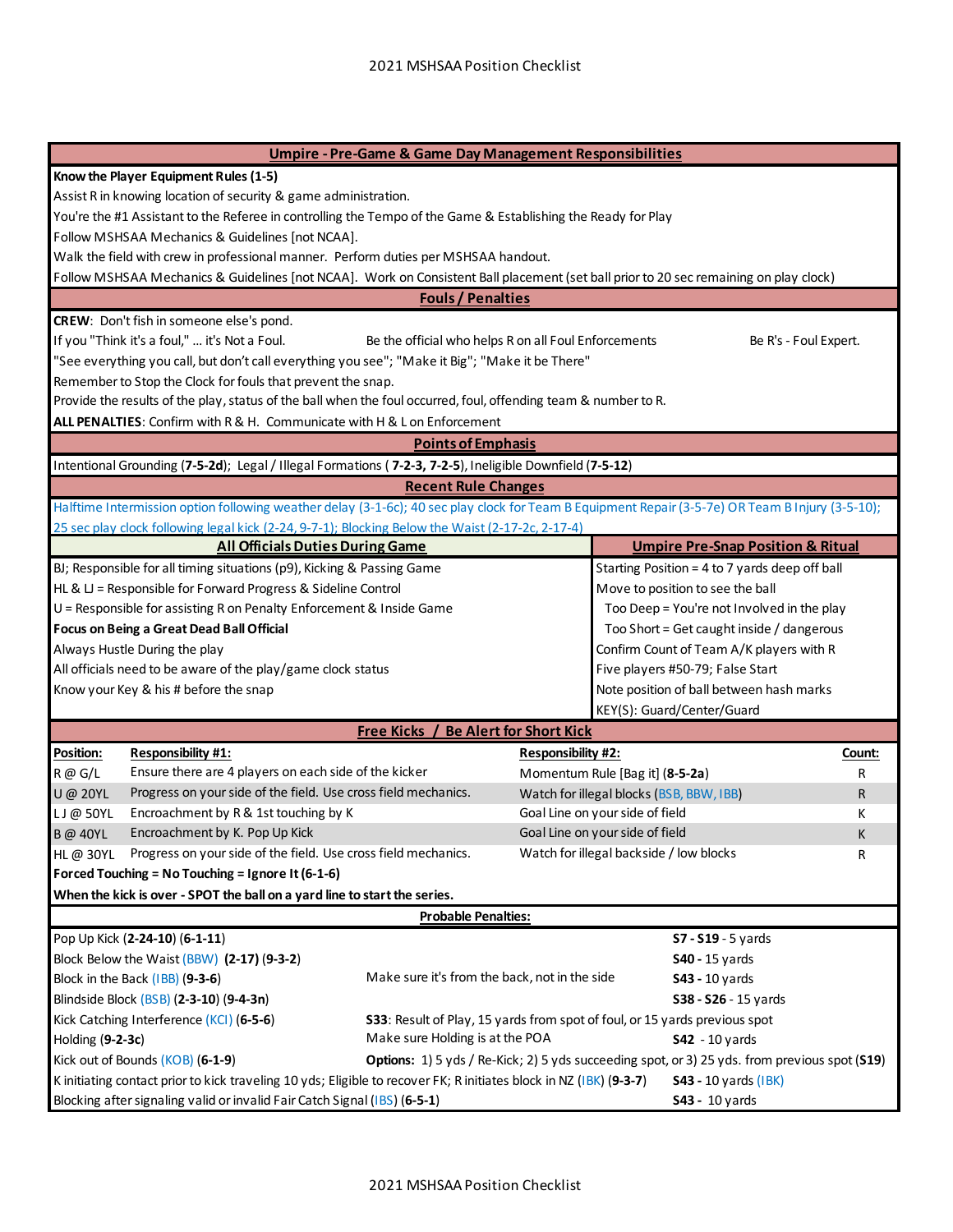## Umpire - Pre-Game & Game Day Management Responsibilities

**Know the Player Equipment Rules (1-5)**

Assist R in knowing location of security & game administration.

You're the #1 Assistant to the Referee in controlling the Tempo of the Game & Establishing the Ready for Play

Follow MSHSAA Mechanics & Guidelines [not NCAA].

Walk the field with crew in professional manner. Perform duties per MSHSAA handout.

Follow MSHSAA Mechanics & Guidelines [not NCAA]. Work on Consistent Ball placement (set ball prior to 20 sec remaining on play clock)

## Fouls / Penalties

**CREW**: Don't fish in someone else's pond.

If you "Think it's a foul," ... it's Not a Foul. Be the official who helps R on all Foul Enforcements Be R's - Foul Expert.

"See everything you call, but don't call everything you see"; "Make it Big"; "Make it be There"

Remember to Stop the Clock for fouls that prevent the snap.

Provide the results of the play, status of the ball when the foul occurred, foul, offending team & number to R.

**ALL PENALTIES**: Confirm with R & H. Communicate with H & L on Enforcement

## Points of Emphasis

Intentional Grounding (**7-5-2d**); Legal / Illegal Formations ( **7-2-3, 7-2-5**), Ineligible Downfield (**7-5-12**)

## Recent Rule Changes

Halftime Intermission option following weather delay (3-1-6c); 40 sec play clock for Team B Equipment Repair (3-5-7e) OR Team B Injury (3-5-10); 25 sec play clock following legal kick (2-24, 9-7-1); Blocking Below the Waist (2-17-2c, 2-17-4)

| All Officials Duties During Game | Umpire Pre-Snap Position & Ritual |
|---|---|
| BJ; Responsible for all timing situations (p9), Kicking & Passing Game | Starting Position = 4 to 7 yards deep off ball |
| HL & LJ = Responsible for Forward Progress & Sideline Control | Move to position to see the ball |
| U = Responsible for assisting R on Penalty Enforcement & Inside Game | Too Deep = You're not Involved in the play |
| **Focus on Being a Great Dead Ball Official** | Too Short = Get caught inside / dangerous |
| Always Hustle During the play | Confirm Count of Team A/K players with R |
| All officials need to be aware of the play/game clock status | Five players #50-79; False Start |
| Know your Key & his # before the snap | Note position of ball between hash marks |
| | KEY(S): Guard/Center/Guard |

## Free Kicks / Be Alert for Short Kick

| Position: | Responsibility #1: | Responsibility #2: | Count: |
|---|---|---|---|
| R @ G/L | Ensure there are 4 players on each side of the kicker | Momentum Rule [Bag it] (**8-5-2a**) | R |
| U @ 20YL | Progress on your side of the field. Use cross field mechanics. | Watch for illegal blocks (BSB, BBW, IBB) | R |
| LJ @ 50YL | Encroachment by R & 1st touching by K | Goal Line on your side of field | K |
| B @ 40YL | Encroachment by K. Pop Up Kick | Goal Line on your side of field | K |
| HL @ 30YL | Progress on your side of the field. Use cross field mechanics. | Watch for illegal backside / low blocks | R |

**Forced Touching = No Touching = Ignore It (6-1-6)**

**When the kick is over - SPOT the ball on a yard line to start the series.**

### Probable Penalties:

| Foul | Note | Penalty |
|---|---|---|
| Pop Up Kick (**2-24-10**) (**6-1-11**) | | **S7 - S19** - 5 yards |
| Block Below the Waist (BBW) (**2-17**) (**9-3-2**) | | **S40 -** 15 yards |
| Block in the Back (IBB) (**9-3-6**) | Make sure it's from the back, not in the side | **S43 -** 10 yards |
| Blindside Block (BSB) (**2-3-10**) (**9-4-3n**) | | **S38 - S26** - 15 yards |
| Kick Catching Interference (KCI) (**6-5-6**) | **S33**: Result of Play, 15 yards from spot of foul, or 15 yards previous spot | |
| Holding (**9-2-3c**) | Make sure Holding is at the POA | **S42** - 10 yards |
| Kick out of Bounds (KOB) (**6-1-9**) | **Options:** 1) 5 yds / Re-Kick; 2) 5 yds succeeding spot, or 3) 25 yds. from previous spot (**S19**) | |
| K initiating contact prior to kick traveling 10 yds; Eligible to recover FK; R initiates block in NZ (IBK) (**9-3-7**) | | **S43 -** 10 yards (IBK) |
| Blocking after signaling valid or invalid Fair Catch Signal (IBS) (**6-5-1**) | | **S43 -** 10 yards |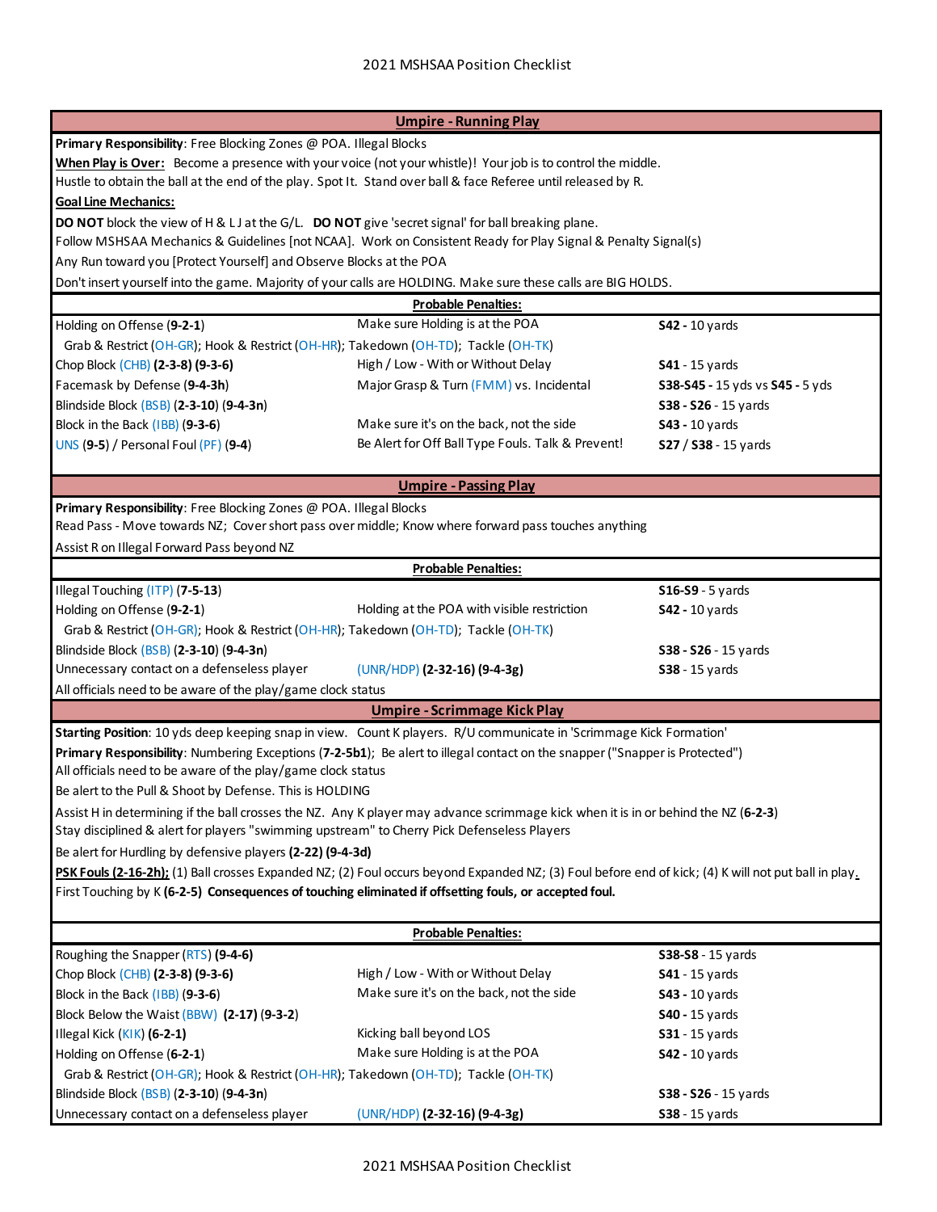## Umpire - Running Play

**Primary Responsibility**: Free Blocking Zones @ POA. Illegal Blocks

**When Play is Over:** Become a presence with your voice (not your whistle)! Your job is to control the middle.

Hustle to obtain the ball at the end of the play. Spot It. Stand over ball & face Referee until released by R.

**Goal Line Mechanics:**

**DO NOT** block the view of H & LJ at the G/L. **DO NOT** give 'secret signal' for ball breaking plane.

Follow MSHSAA Mechanics & Guidelines [not NCAA]. Work on Consistent Ready for Play Signal & Penalty Signal(s)

Any Run toward you [Protect Yourself] and Observe Blocks at the POA

Don't insert yourself into the game. Majority of your calls are HOLDING. Make sure these calls are BIG HOLDS.

**Probable Penalties:**

| Penalty | Note | Signal / Yards |
|---|---|---|
| Holding on Offense (**9-2-1**) | Make sure Holding is at the POA | **S42 -** 10 yards |
| Grab & Restrict (OH-GR); Hook & Restrict (OH-HR); Takedown (OH-TD); Tackle (OH-TK) | | |
| Chop Block (CHB) **(2-3-8) (9-3-6)** | High / Low - With or Without Delay | **S41** - 15 yards |
| Facemask by Defense (**9-4-3h**) | Major Grasp & Turn (FMM) vs. Incidental | **S38-S45 -** 15 yds vs **S45 -** 5 yds |
| Blindside Block (BSB) **(2-3-10)** **(9-4-3n)** | | **S38 - S26** - 15 yards |
| Block in the Back (IBB) **(9-3-6)** | Make sure it's on the back, not the side | **S43 -** 10 yards |
| UNS **(9-5)** / Personal Foul (PF) **(9-4)** | Be Alert for Off Ball Type Fouls. Talk & Prevent! | **S27** / **S38** - 15 yards |

## Umpire - Passing Play

**Primary Responsibility**: Free Blocking Zones @ POA. Illegal Blocks

Read Pass - Move towards NZ; Cover short pass over middle; Know where forward pass touches anything

Assist R on Illegal Forward Pass beyond NZ

**Probable Penalties:**

| Penalty | Note | Signal / Yards |
|---|---|---|
| Illegal Touching (ITP) **(7-5-13)** | | **S16-S9** - 5 yards |
| Holding on Offense (**9-2-1**) | Holding at the POA with visible restriction | **S42 -** 10 yards |
| Grab & Restrict (OH-GR); Hook & Restrict (OH-HR); Takedown (OH-TD); Tackle (OH-TK) | | |
| Blindside Block (BSB) **(2-3-10)** **(9-4-3n)** | | **S38 - S26** - 15 yards |
| Unnecessary contact on a defenseless player | (UNR/HDP) **(2-32-16) (9-4-3g)** | **S38** - 15 yards |

All officials need to be aware of the play/game clock status

## Umpire - Scrimmage Kick Play

**Starting Position**: 10 yds deep keeping snap in view. Count K players. R/U communicate in 'Scrimmage Kick Formation'

**Primary Responsibility**: Numbering Exceptions (**7-2-5b1**); Be alert to illegal contact on the snapper ("Snapper is Protected")

All officials need to be aware of the play/game clock status

Be alert to the Pull & Shoot by Defense. This is HOLDING

Assist H in determining if the ball crosses the NZ. Any K player may advance scrimmage kick when it is in or behind the NZ (**6-2-3**)

Stay disciplined & alert for players "swimming upstream" to Cherry Pick Defenseless Players

Be alert for Hurdling by defensive players **(2-22) (9-4-3d)**

**PSK Fouls (2-16-2h);** (1) Ball crosses Expanded NZ; (2) Foul occurs beyond Expanded NZ; (3) Foul before end of kick; (4) K will not put ball in play.

First Touching by K **(6-2-5) Consequences of touching eliminated if offsetting fouls, or accepted foul.**

**Probable Penalties:**

| Penalty | Note | Signal / Yards |
|---|---|---|
| Roughing the Snapper (RTS) **(9-4-6)** | | **S38-S8** - 15 yards |
| Chop Block (CHB) **(2-3-8) (9-3-6)** | High / Low - With or Without Delay | **S41** - 15 yards |
| Block in the Back (IBB) **(9-3-6)** | Make sure it's on the back, not the side | **S43** - 10 yards |
| Block Below the Waist (BBW) **(2-17)** **(9-3-2)** | | **S40** - 15 yards |
| Illegal Kick (KIK) **(6-2-1)** | Kicking ball beyond LOS | **S31** - 15 yards |
| Holding on Offense (**6-2-1**) | Make sure Holding is at the POA | **S42 -** 10 yards |
| Grab & Restrict (OH-GR); Hook & Restrict (OH-HR); Takedown (OH-TD); Tackle (OH-TK) | | |
| Blindside Block (BSB) **(2-3-10)** **(9-4-3n)** | | **S38 - S26** - 15 yards |
| Unnecessary contact on a defenseless player | (UNR/HDP) **(2-32-16) (9-4-3g)** | **S38** - 15 yards |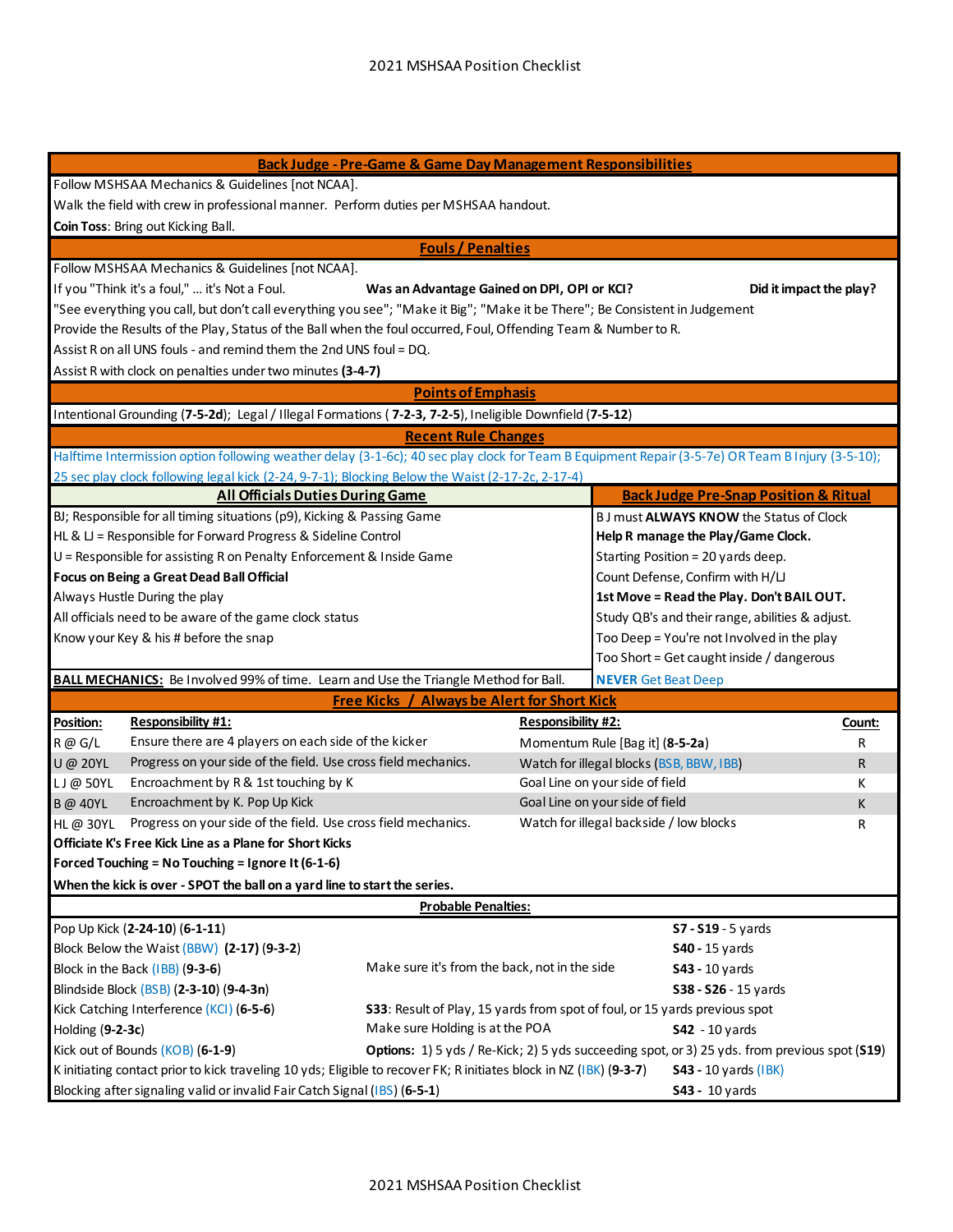## Back Judge - Pre-Game & Game Day Management Responsibilities

Follow MSHSAA Mechanics & Guidelines [not NCAA].

Walk the field with crew in professional manner. Perform duties per MSHSAA handout.

**Coin Toss**: Bring out Kicking Ball.

## Fouls / Penalties

Follow MSHSAA Mechanics & Guidelines [not NCAA].

If you "Think it's a foul," ... it's Not a Foul. **Was an Advantage Gained on DPI, OPI or KCI?** **Did it impact the play?**

"See everything you call, but don't call everything you see"; "Make it Big"; "Make it be There"; Be Consistent in Judgement

Provide the Results of the Play, Status of the Ball when the foul occurred, Foul, Offending Team & Number to R.

Assist R on all UNS fouls - and remind them the 2nd UNS foul = DQ.

Assist R with clock on penalties under two minutes **(3-4-7)**

## Points of Emphasis

Intentional Grounding (**7-5-2d**); Legal / Illegal Formations ( **7-2-3, 7-2-5**), Ineligible Downfield (**7-5-12**)

## Recent Rule Changes

Halftime Intermission option following weather delay (3-1-6c); 40 sec play clock for Team B Equipment Repair (3-5-7e) OR Team B Injury (3-5-10); 25 sec play clock following legal kick (2-24, 9-7-1); Blocking Below the Waist (2-17-2c, 2-17-4)

| All Officials Duties During Game | Back Judge Pre-Snap Position & Ritual |
|---|---|
| BJ; Responsible for all timing situations (p9), Kicking & Passing Game | B J must **ALWAYS KNOW** the Status of Clock |
| HL & LJ = Responsible for Forward Progress & Sideline Control | **Help R manage the Play/Game Clock.** |
| U = Responsible for assisting R on Penalty Enforcement & Inside Game | Starting Position = 20 yards deep. |
| **Focus on Being a Great Dead Ball Official** | Count Defense, Confirm with H/LJ |
| Always Hustle During the play | **1st Move = Read the Play. Don't BAIL OUT.** |
| All officials need to be aware of the game clock status | Study QB's and their range, abilities & adjust. |
| Know your Key & his # before the snap | Too Deep = You're not Involved in the play |
| | Too Short = Get caught inside / dangerous |
| **BALL MECHANICS:** Be Involved 99% of time. Learn and Use the Triangle Method for Ball. | **NEVER** Get Beat Deep |

## Free Kicks / Always be Alert for Short Kick

| Position: | Responsibility #1: | Responsibility #2: | Count: |
|---|---|---|---|
| R @ G/L | Ensure there are 4 players on each side of the kicker | Momentum Rule [Bag it] (**8-5-2a**) | R |
| U @ 20YL | Progress on your side of the field. Use cross field mechanics. | Watch for illegal blocks (BSB, BBW, IBB) | R |
| LJ @ 50YL | Encroachment by R & 1st touching by K | Goal Line on your side of field | K |
| B @ 40YL | Encroachment by K. Pop Up Kick | Goal Line on your side of field | K |
| HL @ 30YL | Progress on your side of the field. Use cross field mechanics. | Watch for illegal backside / low blocks | R |

**Officiate K's Free Kick Line as a Plane for Short Kicks**

**Forced Touching = No Touching = Ignore It (6-1-6)**

**When the kick is over - SPOT the ball on a yard line to start the series.**

### Probable Penalties:

| Penalty | Note | Signal / Yardage |
|---|---|---|
| Pop Up Kick (**2-24-10**) (**6-1-11**) | | **S7 - S19** - 5 yards |
| Block Below the Waist (BBW) (**2-17**) (**9-3-2**) | | **S40** - 15 yards |
| Block in the Back (IBB) (**9-3-6**) | Make sure it's from the back, not in the side | **S43** - 10 yards |
| Blindside Block (BSB) (**2-3-10**) (**9-4-3n**) | | **S38 - S26** - 15 yards |
| Kick Catching Interference (KCI) (**6-5-6**) | **S33**: Result of Play, 15 yards from spot of foul, or 15 yards previous spot | |
| Holding (**9-2-3c**) | Make sure Holding is at the POA | **S42** - 10 yards |
| Kick out of Bounds (KOB) (**6-1-9**) | **Options:** 1) 5 yds / Re-Kick; 2) 5 yds succeeding spot, or 3) 25 yds. from previous spot (**S19**) | |
| K initiating contact prior to kick traveling 10 yds; Eligible to recover FK; R initiates block in NZ (IBK) (**9-3-7**) | | **S43 -** 10 yards (IBK) |
| Blocking after signaling valid or invalid Fair Catch Signal (IBS) (**6-5-1**) | | **S43 -** 10 yards |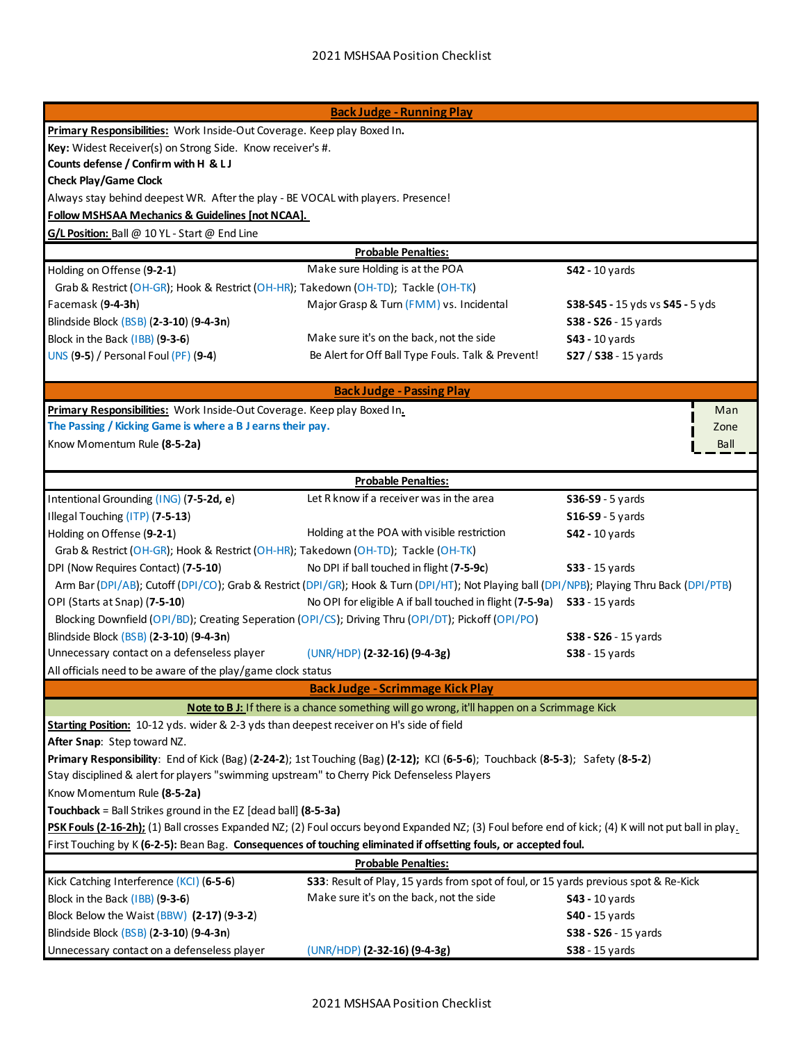## Back Judge - Running Play

**Primary Responsibilities:** Work Inside-Out Coverage. Keep play Boxed In.

**Key:** Widest Receiver(s) on Strong Side. Know receiver's #.

**Counts defense / Confirm with H & L J**

**Check Play/Game Clock**

Always stay behind deepest WR. After the play - BE VOCAL with players. Presence!

**Follow MSHSAA Mechanics & Guidelines [not NCAA].**

**G/L Position:** Ball @ 10 YL - Start @ End Line

### Probable Penalties:

| Penalty | Note | Signal |
|---|---|---|
| Holding on Offense **(9-2-1)** | Make sure Holding is at the POA | **S42 -** 10 yards |
| Grab & Restrict (OH-GR); Hook & Restrict (OH-HR); Takedown (OH-TD); Tackle (OH-TK) | | |
| Facemask **(9-4-3h)** | Major Grasp & Turn (FMM) vs. Incidental | **S38-S45 -** 15 yds vs **S45 -** 5 yds |
| Blindside Block (BSB) **(2-3-10) (9-4-3n)** | | **S38 - S26 -** 15 yards |
| Block in the Back (IBB) **(9-3-6)** | Make sure it's on the back, not the side | **S43 -** 10 yards |
| UNS **(9-5)** / Personal Foul (PF) **(9-4)** | Be Alert for Off Ball Type Fouls. Talk & Prevent! | **S27** / **S38** - 15 yards |

## Back Judge - Passing Play

**Primary Responsibilities:** Work Inside-Out Coverage. Keep play Boxed In.

**The Passing / Kicking Game is where a B J earns their pay.**

Know Momentum Rule **(8-5-2a)**

Man
Zone
Ball

### Probable Penalties:

| Penalty | Note | Signal |
|---|---|---|
| Intentional Grounding (ING) **(7-5-2d, e)** | Let R know if a receiver was in the area | **S36-S9** - 5 yards |
| Illegal Touching (ITP) **(7-5-13)** | | **S16-S9** - 5 yards |
| Holding on Offense **(9-2-1)** | Holding at the POA with visible restriction | **S42 -** 10 yards |
| Grab & Restrict (OH-GR); Hook & Restrict (OH-HR); Takedown (OH-TD); Tackle (OH-TK) | | |
| DPI (Now Requires Contact) **(7-5-10)** | No DPI if ball touched in flight **(7-5-9c)** | **S33** - 15 yards |
| Arm Bar (DPI/AB); Cutoff (DPI/CO); Grab & Restrict (DPI/GR); Hook & Turn (DPI/HT); Not Playing ball (DPI/NPB); Playing Thru Back (DPI/PTB) | | |
| OPI (Starts at Snap) **(7-5-10)** | No OPI for eligible A if ball touched in flight **(7-5-9a)** | **S33** - 15 yards |
| Blocking Downfield (OPI/BD); Creating Seperation (OPI/CS); Driving Thru (OPI/DT); Pickoff (OPI/PO) | | |
| Blindside Block (BSB) **(2-3-10) (9-4-3n)** | | **S38 - S26** - 15 yards |
| Unnecessary contact on a defenseless player | (UNR/HDP) **(2-32-16) (9-4-3g)** | **S38** - 15 yards |

All officials need to be aware of the play/game clock status

## Back Judge - Scrimmage Kick Play

**Note to B J:** If there is a chance something will go wrong, it'll happen on a Scrimmage Kick

**Starting Position:** 10-12 yds. wider & 2-3 yds than deepest receiver on H's side of field

**After Snap:** Step toward NZ.

**Primary Responsibility:** End of Kick (Bag) **(2-24-2)**; 1st Touching (Bag) **(2-12)**; KCI **(6-5-6)**; Touchback **(8-5-3)**; Safety **(8-5-2)**

Stay disciplined & alert for players "swimming upstream" to Cherry Pick Defenseless Players

Know Momentum Rule **(8-5-2a)**

**Touchback** = Ball Strikes ground in the EZ [dead ball] **(8-5-3a)**

**PSK Fouls (2-16-2h);** (1) Ball crosses Expanded NZ; (2) Foul occurs beyond Expanded NZ; (3) Foul before end of kick; (4) K will not put ball in play.

First Touching by K **(6-2-5):** Bean Bag. **Consequences of touching eliminated if offsetting fouls, or accepted foul.**

### Probable Penalties:

| Penalty | Note | Signal |
|---|---|---|
| Kick Catching Interference (KCI) **(6-5-6)** | **S33**: Result of Play, 15 yards from spot of foul, or 15 yards previous spot & Re-Kick | |
| Block in the Back (IBB) **(9-3-6)** | Make sure it's on the back, not the side | **S43 -** 10 yards |
| Block Below the Waist (BBW) **(2-17) (9-3-2)** | | **S40 -** 15 yards |
| Blindside Block (BSB) **(2-3-10) (9-4-3n)** | | **S38 - S26 -** 15 yards |
| Unnecessary contact on a defenseless player | (UNR/HDP) **(2-32-16) (9-4-3g)** | **S38** - 15 yards |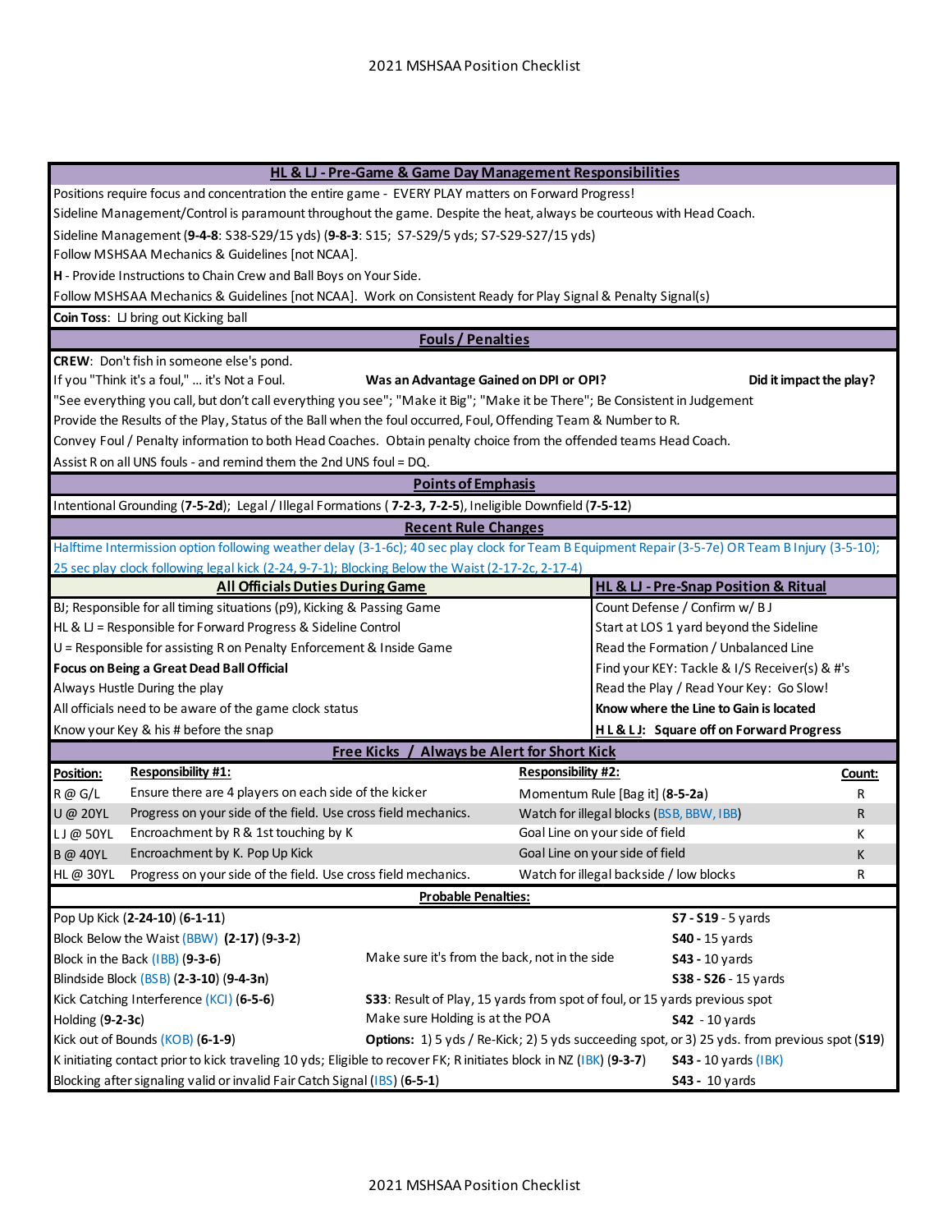## HL & LJ - Pre-Game & Game Day Management Responsibilities

Positions require focus and concentration the entire game - EVERY PLAY matters on Forward Progress!

Sideline Management/Control is paramount throughout the game. Despite the heat, always be courteous with Head Coach.

Sideline Management (**9-4-8**: S38-S29/15 yds) (**9-8-3**: S15; S7-S29/5 yds; S7-S29-S27/15 yds)

Follow MSHSAA Mechanics & Guidelines [not NCAA].

**H** - Provide Instructions to Chain Crew and Ball Boys on Your Side.

Follow MSHSAA Mechanics & Guidelines [not NCAA]. Work on Consistent Ready for Play Signal & Penalty Signal(s)

**Coin Toss**: LJ bring out Kicking ball

## Fouls / Penalties

**CREW**: Don't fish in someone else's pond.

If you "Think it's a foul," ... it's Not a Foul. **Was an Advantage Gained on DPI or OPI?** **Did it impact the play?**

"See everything you call, but don't call everything you see"; "Make it Big"; "Make it be There"; Be Consistent in Judgement

Provide the Results of the Play, Status of the Ball when the foul occurred, Foul, Offending Team & Number to R.

Convey Foul / Penalty information to both Head Coaches. Obtain penalty choice from the offended teams Head Coach.

Assist R on all UNS fouls - and remind them the 2nd UNS foul = DQ.

## Points of Emphasis

Intentional Grounding (**7-5-2d**); Legal / Illegal Formations ( **7-2-3, 7-2-5**), Ineligible Downfield (**7-5-12**)

## Recent Rule Changes

Halftime Intermission option following weather delay (3-1-6c); 40 sec play clock for Team B Equipment Repair (3-5-7e) OR Team B Injury (3-5-10); 25 sec play clock following legal kick (2-24, 9-7-1); Blocking Below the Waist (2-17-2c, 2-17-4)

| All Officials Duties During Game | HL & LJ - Pre-Snap Position & Ritual |
|---|---|
| BJ; Responsible for all timing situations (p9), Kicking & Passing Game | Count Defense / Confirm w/ B J |
| HL & LJ = Responsible for Forward Progress & Sideline Control | Start at LOS 1 yard beyond the Sideline |
| U = Responsible for assisting R on Penalty Enforcement & Inside Game | Read the Formation / Unbalanced Line |
| **Focus on Being a Great Dead Ball Official** | Find your KEY: Tackle & I/S Receiver(s) & #'s |
| Always Hustle During the play | Read the Play / Read Your Key: Go Slow! |
| All officials need to be aware of the game clock status | **Know where the Line to Gain is located** |
| Know your Key & his # before the snap | **H L & L J: Square off on Forward Progress** |

## Free Kicks / Always be Alert for Short Kick

| Position: | Responsibility #1: | Responsibility #2: | Count: |
|---|---|---|---|
| R @ G/L | Ensure there are 4 players on each side of the kicker | Momentum Rule [Bag it] (**8-5-2a**) | R |
| U @ 20YL | Progress on your side of the field. Use cross field mechanics. | Watch for illegal blocks (BSB, BBW, IBB) | R |
| LJ @ 50YL | Encroachment by R & 1st touching by K | Goal Line on your side of field | K |
| B @ 40YL | Encroachment by K. Pop Up Kick | Goal Line on your side of field | K |
| HL @ 30YL | Progress on your side of the field. Use cross field mechanics. | Watch for illegal backside / low blocks | R |

## Probable Penalties:

| Penalty | Note | Signal / Yardage |
|---|---|---|
| Pop Up Kick (**2-24-10**) (**6-1-11**) | | **S7 - S19** - 5 yards |
| Block Below the Waist (BBW) (**2-17**) (**9-3-2**) | | **S40** - 15 yards |
| Block in the Back (IBB) (**9-3-6**) | Make sure it's from the back, not in the side | **S43** - 10 yards |
| Blindside Block (BSB) (**2-3-10**) (**9-4-3n**) | | **S38 - S26** - 15 yards |
| Kick Catching Interference (KCI) (**6-5-6**) | **S33**: Result of Play, 15 yards from spot of foul, or 15 yards previous spot | |
| Holding (**9-2-3c**) | Make sure Holding is at the POA | **S42** - 10 yards |
| Kick out of Bounds (KOB) (**6-1-9**) | **Options:** 1) 5 yds / Re-Kick; 2) 5 yds succeeding spot, or 3) 25 yds. from previous spot (**S19**) | |
| K initiating contact prior to kick traveling 10 yds; Eligible to recover FK; R initiates block in NZ (IBK) (**9-3-7**) | | **S43** - 10 yards (IBK) |
| Blocking after signaling valid or invalid Fair Catch Signal (IBS) (**6-5-1**) | | **S43** - 10 yards |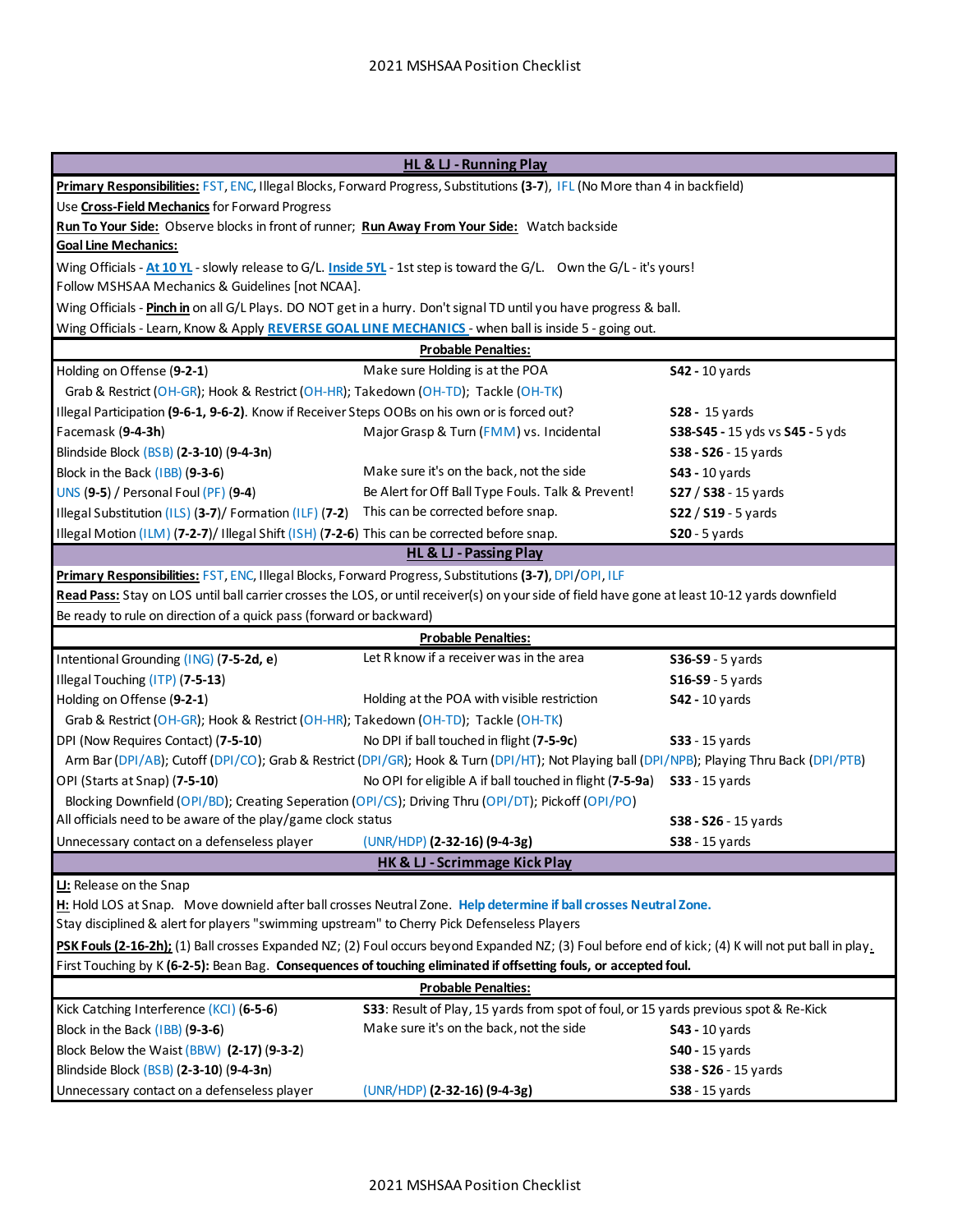## HL & LJ - Running Play

**Primary Responsibilities:** FST, ENC, Illegal Blocks, Forward Progress, Substitutions **(3-7)**, IFL (No More than 4 in backfield)

Use **Cross-Field Mechanics** for Forward Progress

**Run To Your Side:** Observe blocks in front of runner; **Run Away From Your Side:** Watch backside

**Goal Line Mechanics:**

Wing Officials - **At 10 YL** - slowly release to G/L. **Inside 5YL** - 1st step is toward the G/L. Own the G/L - it's yours!

Follow MSHSAA Mechanics & Guidelines [not NCAA].

Wing Officials - **Pinch in** on all G/L Plays. DO NOT get in a hurry. Don't signal TD until you have progress & ball.

Wing Officials - Learn, Know & Apply **REVERSE GOAL LINE MECHANICS** - when ball is inside 5 - going out.

**Probable Penalties:**

| | | |
|---|---|---|
| Holding on Offense **(9-2-1)** | Make sure Holding is at the POA | **S42 -** 10 yards |
| Grab & Restrict (OH-GR); Hook & Restrict (OH-HR); Takedown (OH-TD); Tackle (OH-TK) | | |
| Illegal Participation **(9-6-1, 9-6-2)**. Know if Receiver Steps OOBs on his own or is forced out? | | **S28 -** 15 yards |
| Facemask **(9-4-3h)** | Major Grasp & Turn (FMM) vs. Incidental | **S38-S45 -** 15 yds vs **S45 -** 5 yds |
| Blindside Block (BSB) **(2-3-10) (9-4-3n)** | | **S38 - S26 -** 15 yards |
| Block in the Back (IBB) **(9-3-6)** | Make sure it's on the back, not the side | **S43 -** 10 yards |
| UNS **(9-5)** / Personal Foul (PF) **(9-4)** | Be Alert for Off Ball Type Fouls. Talk & Prevent! | **S27** / **S38 -** 15 yards |
| Illegal Substitution (ILS) **(3-7)**/ Formation (ILF) **(7-2)** | This can be corrected before snap. | **S22** / **S19 -** 5 yards |
| Illegal Motion (ILM) **(7-2-7)**/ Illegal Shift (ISH) **(7-2-6)** | This can be corrected before snap. | **S20 -** 5 yards |

## HL & LJ - Passing Play

**Primary Responsibilities:** FST, ENC, Illegal Blocks, Forward Progress, Substitutions **(3-7)**, DPI/OPI, ILF

**Read Pass:** Stay on LOS until ball carrier crosses the LOS, or until receiver(s) on your side of field have gone at least 10-12 yards downfield

Be ready to rule on direction of a quick pass (forward or backward)

**Probable Penalties:**

| | | |
|---|---|---|
| Intentional Grounding (ING) **(7-5-2d, e)** | Let R know if a receiver was in the area | **S36-S9 -** 5 yards |
| Illegal Touching (ITP) **(7-5-13)** | | **S16-S9 -** 5 yards |
| Holding on Offense **(9-2-1)** | Holding at the POA with visible restriction | **S42 -** 10 yards |
| Grab & Restrict (OH-GR); Hook & Restrict (OH-HR); Takedown (OH-TD); Tackle (OH-TK) | | |
| DPI (Now Requires Contact) **(7-5-10)** | No DPI if ball touched in flight **(7-5-9c)** | **S33 -** 15 yards |
| Arm Bar (DPI/AB); Cutoff (DPI/CO); Grab & Restrict (DPI/GR); Hook & Turn (DPI/HT); Not Playing ball (DPI/NPB); Playing Thru Back (DPI/PTB) | | |
| OPI (Starts at Snap) **(7-5-10)** | No OPI for eligible A if ball touched in flight **(7-5-9a)** | **S33 -** 15 yards |
| Blocking Downfield (OPI/BD); Creating Seperation (OPI/CS); Driving Thru (OPI/DT); Pickoff (OPI/PO) | | |
| All officials need to be aware of the play/game clock status | | **S38 - S26 -** 15 yards |
| Unnecessary contact on a defenseless player | (UNR/HDP) **(2-32-16) (9-4-3g)** | **S38 -** 15 yards |

## HK & LJ - Scrimmage Kick Play

**LJ:** Release on the Snap

**H:** Hold LOS at Snap. Move downield after ball crosses Neutral Zone. **Help determine if ball crosses Neutral Zone.**

Stay disciplined & alert for players "swimming upstream" to Cherry Pick Defenseless Players

**PSK Fouls (2-16-2h);** (1) Ball crosses Expanded NZ; (2) Foul occurs beyond Expanded NZ; (3) Foul before end of kick; (4) K will not put ball in play.

First Touching by K **(6-2-5):** Bean Bag. **Consequences of touching eliminated if offsetting fouls, or accepted foul.**

**Probable Penalties:**

| | | |
|---|---|---|
| Kick Catching Interference (KCI) **(6-5-6)** | **S33**: Result of Play, 15 yards from spot of foul, or 15 yards previous spot & Re-Kick | |
| Block in the Back (IBB) **(9-3-6)** | Make sure it's on the back, not the side | **S43 -** 10 yards |
| Block Below the Waist (BBW) **(2-17) (9-3-2)** | | **S40 -** 15 yards |
| Blindside Block (BSB) **(2-3-10) (9-4-3n)** | | **S38 - S26 -** 15 yards |
| Unnecessary contact on a defenseless player | (UNR/HDP) **(2-32-16) (9-4-3g)** | **S38 -** 15 yards |